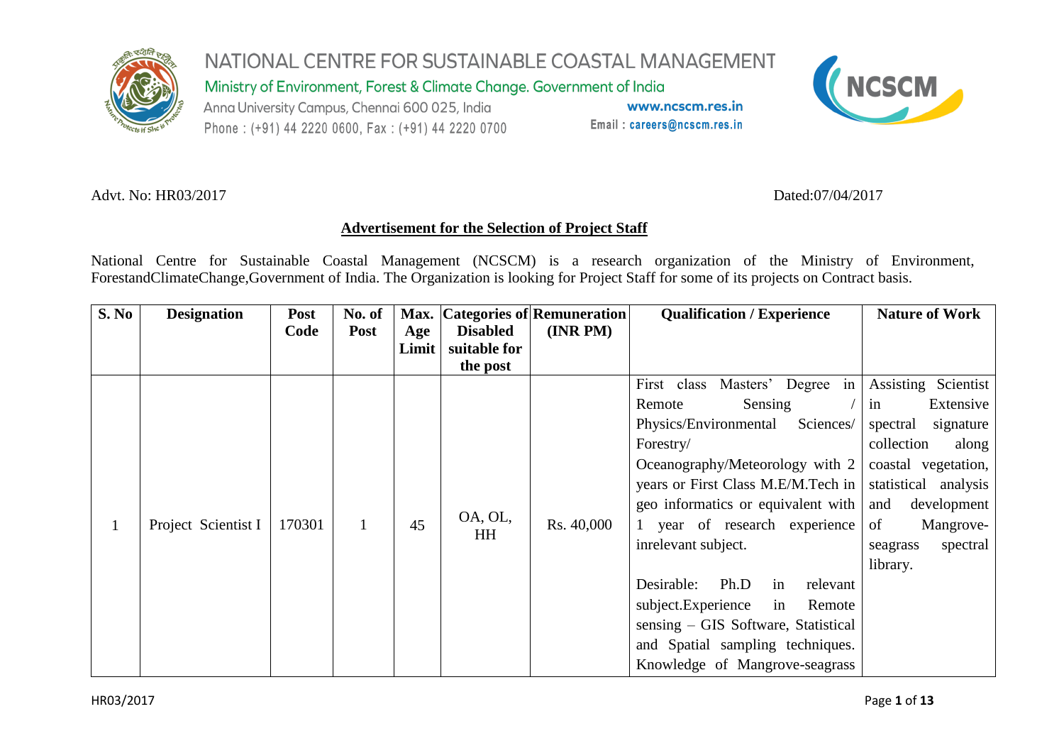# NATIONAL CENTRE FOR SUSTAINABLE COASTAL MANAGEMENT

Ministry of Environment, Forest & Climate Change. Government of India

Anna University Campus, Chennai 600 025, India

Phone : (+91) 44 2220 0600, Fax : (+91) 44 2220 0700

www.ncscm.res.in

Email : careers@ncscm.res.in

Advt. No: HR03/2017 Dated:07/04/2017

## Advertisement for the Selection of Project Staff

National Centre for Sustainable Coastal Management (NCSCM) is a research organization of the Ministry of Environment, ForestandClimateChange,Government of India. The Organization is looking for Project Staff for some of its projects on Contract basis.

| S. No | Designation | Post Code | No. of Post | Max. Age Limit | Categories of Disabled suitable for the post | Remuneration (INR PM) | Qualification / Experience | Nature of Work |
|---|---|---|---|---|---|---|---|---|
| 1 | Project Scientist I | 170301 | 1 | 45 | OA, OL, HH | Rs. 40,000 | First class Masters' Degree in Remote Sensing / Physics/Environmental Sciences/ Forestry/ Oceanography/Meteorology with 2 years or First Class M.E/M.Tech in geo informatics or equivalent with 1 year of research experience inrelevant subject.<br><br>Desirable: Ph.D in relevant subject.Experience in Remote sensing – GIS Software, Statistical and Spatial sampling techniques. Knowledge of Mangrove-seagrass | Assisting Scientist in Extensive spectral signature collection along coastal vegetation, statistical analysis and development of Mangrove-seagrass spectral library. |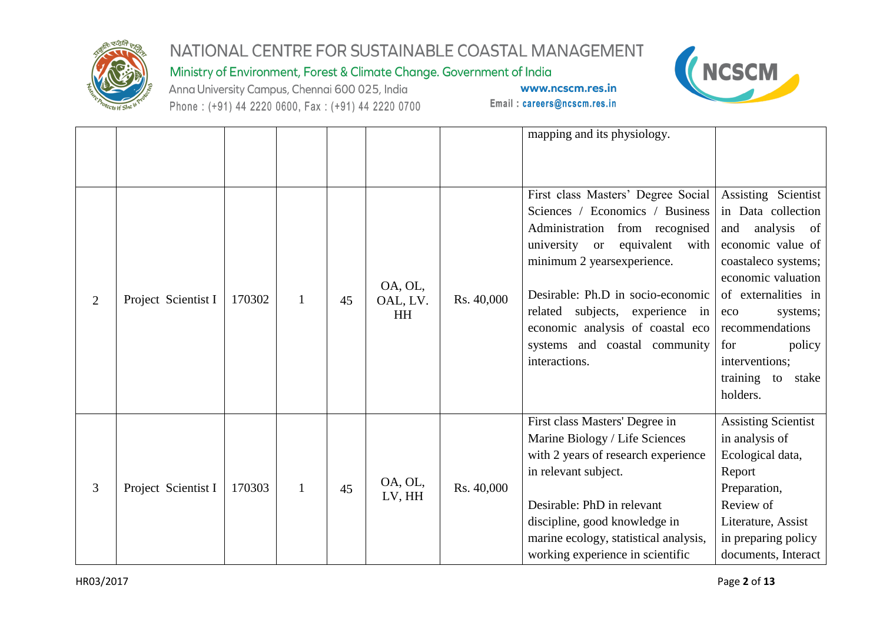| | | | | | | | | |
|---|---|---|---|---|---|---|---|---|
| | | | | | | | mapping and its physiology. | |
| 2 | Project Scientist I | 170302 | 1 | 45 | OA, OL, OAL, LV. HH | Rs. 40,000 | First class Masters' Degree Social Sciences / Economics / Business Administration from recognised university or equivalent with minimum 2 yearsexperience.<br><br>Desirable: Ph.D in socio-economic related subjects, experience in economic analysis of coastal eco systems and coastal community interactions. | Assisting Scientist in Data collection and analysis of economic value of coastaleco systems; economic valuation of externalities in eco systems; recommendations for policy interventions; training to stake holders. |
| 3 | Project Scientist I | 170303 | 1 | 45 | OA, OL, LV, HH | Rs. 40,000 | First class Masters' Degree in Marine Biology / Life Sciences with 2 years of research experience in relevant subject.<br><br>Desirable: PhD in relevant discipline, good knowledge in marine ecology, statistical analysis, working experience in scientific | Assisting Scientist in analysis of Ecological data, Report Preparation, Review of Literature, Assist in preparing policy documents, Interact |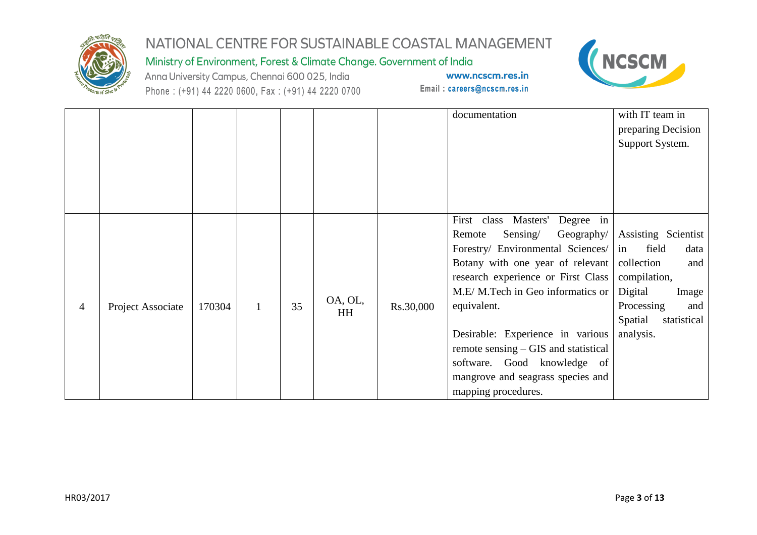|  |  |  |  |  |  |  |  |  |
|---|---|---|---|---|---|---|---|---|
|  |  |  |  |  |  |  | documentation | with IT team in preparing Decision Support System. |
| 4 | Project Associate | 170304 | 1 | 35 | OA, OL, HH | Rs.30,000 | First class Masters' Degree in Remote Sensing/ Geography/ Forestry/ Environmental Sciences/ Botany with one year of relevant research experience or First Class M.E/ M.Tech in Geo informatics or equivalent.<br><br>Desirable: Experience in various remote sensing – GIS and statistical software. Good knowledge of mangrove and seagrass species and mapping procedures. | Assisting Scientist in field data collection and compilation, Digital Image Processing and Spatial statistical analysis. |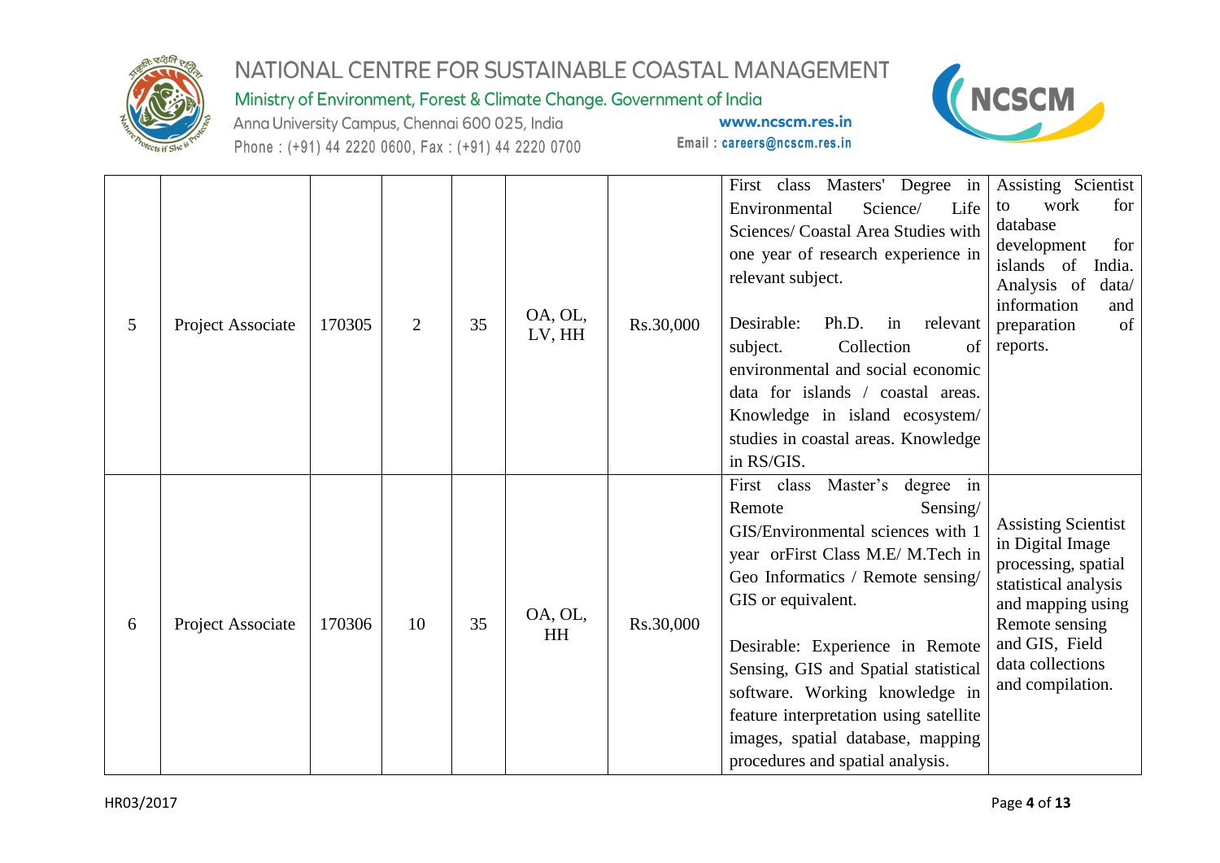| 5 | Project Associate | 170305 | 2 | 35 | OA, OL, LV, HH | Rs.30,000 | First class Masters' Degree in Environmental Science/ Life Sciences/ Coastal Area Studies with one year of research experience in relevant subject.<br><br>Desirable: Ph.D. in relevant subject. Collection of environmental and social economic data for islands / coastal areas. Knowledge in island ecosystem/ studies in coastal areas. Knowledge in RS/GIS. | Assisting Scientist to work for database development for islands of India. Analysis of data/ information and preparation of reports. |
|---|---|---|---|---|---|---|---|---|
| 6 | Project Associate | 170306 | 10 | 35 | OA, OL, HH | Rs.30,000 | First class Master's degree in Remote Sensing/ GIS/Environmental sciences with 1 year orFirst Class M.E/ M.Tech in Geo Informatics / Remote sensing/ GIS or equivalent.<br><br>Desirable: Experience in Remote Sensing, GIS and Spatial statistical software. Working knowledge in feature interpretation using satellite images, spatial database, mapping procedures and spatial analysis. | Assisting Scientist in Digital Image processing, spatial statistical analysis and mapping using Remote sensing and GIS, Field data collections and compilation. |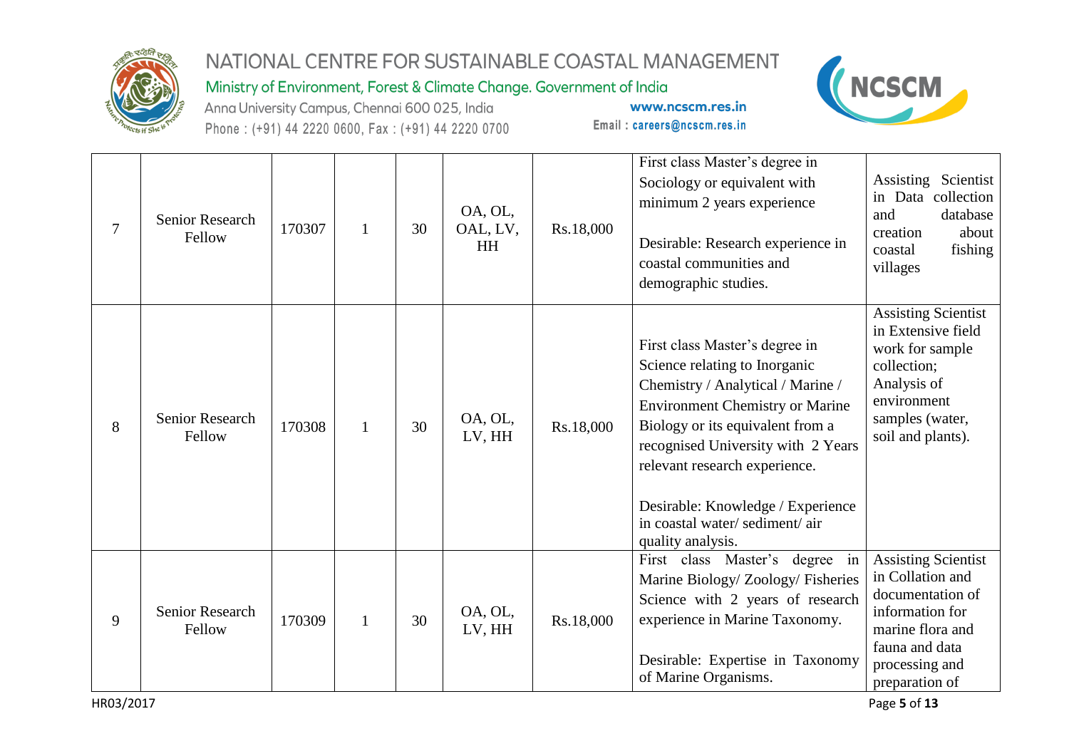| 7 | Senior Research Fellow | 170307 | 1 | 30 | OA, OL, OAL, LV, HH | Rs.18,000 | First class Master's degree in Sociology or equivalent with minimum 2 years experience<br><br>Desirable: Research experience in coastal communities and demographic studies. | Assisting Scientist in Data collection and database creation about coastal fishing villages |
|---|---|---|---|---|---|---|---|---|
| 8 | Senior Research Fellow | 170308 | 1 | 30 | OA, OL, LV, HH | Rs.18,000 | First class Master's degree in Science relating to Inorganic Chemistry / Analytical / Marine / Environment Chemistry or Marine Biology or its equivalent from a recognised University with 2 Years relevant research experience.<br><br>Desirable: Knowledge / Experience in coastal water/ sediment/ air quality analysis. | Assisting Scientist in Extensive field work for sample collection; Analysis of environment samples (water, soil and plants). |
| 9 | Senior Research Fellow | 170309 | 1 | 30 | OA, OL, LV, HH | Rs.18,000 | First class Master's degree in Marine Biology/ Zoology/ Fisheries Science with 2 years of research experience in Marine Taxonomy.<br><br>Desirable: Expertise in Taxonomy of Marine Organisms. | Assisting Scientist in Collation and documentation of information for marine flora and fauna and data processing and preparation of |

HR03/2017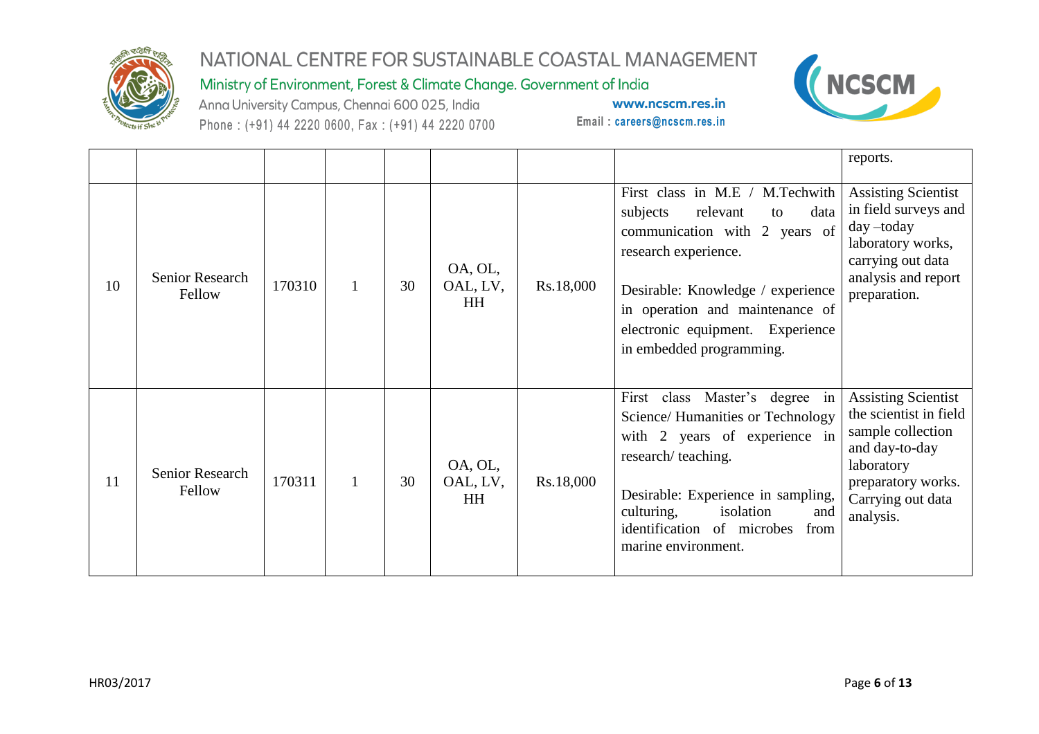|  |  |  |  |  |  |  |  | reports. |
|---|---|---|---|---|---|---|---|---|
| 10 | Senior Research Fellow | 170310 | 1 | 30 | OA, OL, OAL, LV, HH | Rs.18,000 | First class in M.E / M.Techwith subjects relevant to data communication with 2 years of research experience.<br><br>Desirable: Knowledge / experience in operation and maintenance of electronic equipment. Experience in embedded programming. | Assisting Scientist in field surveys and day –today laboratory works, carrying out data analysis and report preparation. |
| 11 | Senior Research Fellow | 170311 | 1 | 30 | OA, OL, OAL, LV, HH | Rs.18,000 | First class Master's degree in Science/ Humanities or Technology with 2 years of experience in research/ teaching.<br><br>Desirable: Experience in sampling, culturing, isolation and identification of microbes from marine environment. | Assisting Scientist the scientist in field sample collection and day-to-day laboratory preparatory works. Carrying out data analysis. |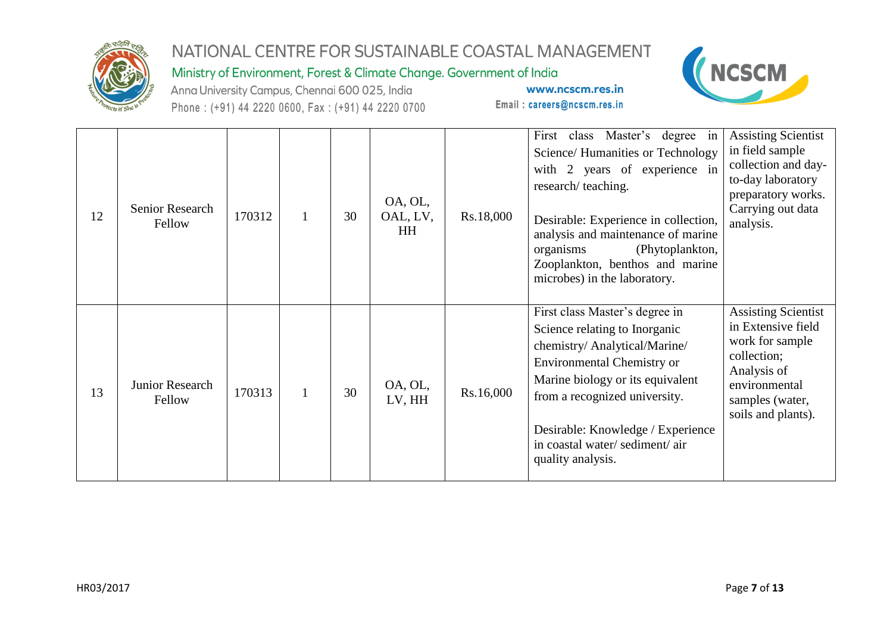| 12 | Senior Research Fellow | 170312 | 1 | 30 | OA, OL, OAL, LV, HH | Rs.18,000 | First class Master's degree in Science/ Humanities or Technology with 2 years of experience in research/ teaching.<br><br>Desirable: Experience in collection, analysis and maintenance of marine organisms (Phytoplankton, Zooplankton, benthos and marine microbes) in the laboratory. | Assisting Scientist in field sample collection and day-to-day laboratory preparatory works. Carrying out data analysis. |
|---|---|---|---|---|---|---|---|---|
| 13 | Junior Research Fellow | 170313 | 1 | 30 | OA, OL, LV, HH | Rs.16,000 | First class Master's degree in Science relating to Inorganic chemistry/ Analytical/Marine/ Environmental Chemistry or Marine biology or its equivalent from a recognized university.<br><br>Desirable: Knowledge / Experience in coastal water/ sediment/ air quality analysis. | Assisting Scientist in Extensive field work for sample collection; Analysis of environmental samples (water, soils and plants). |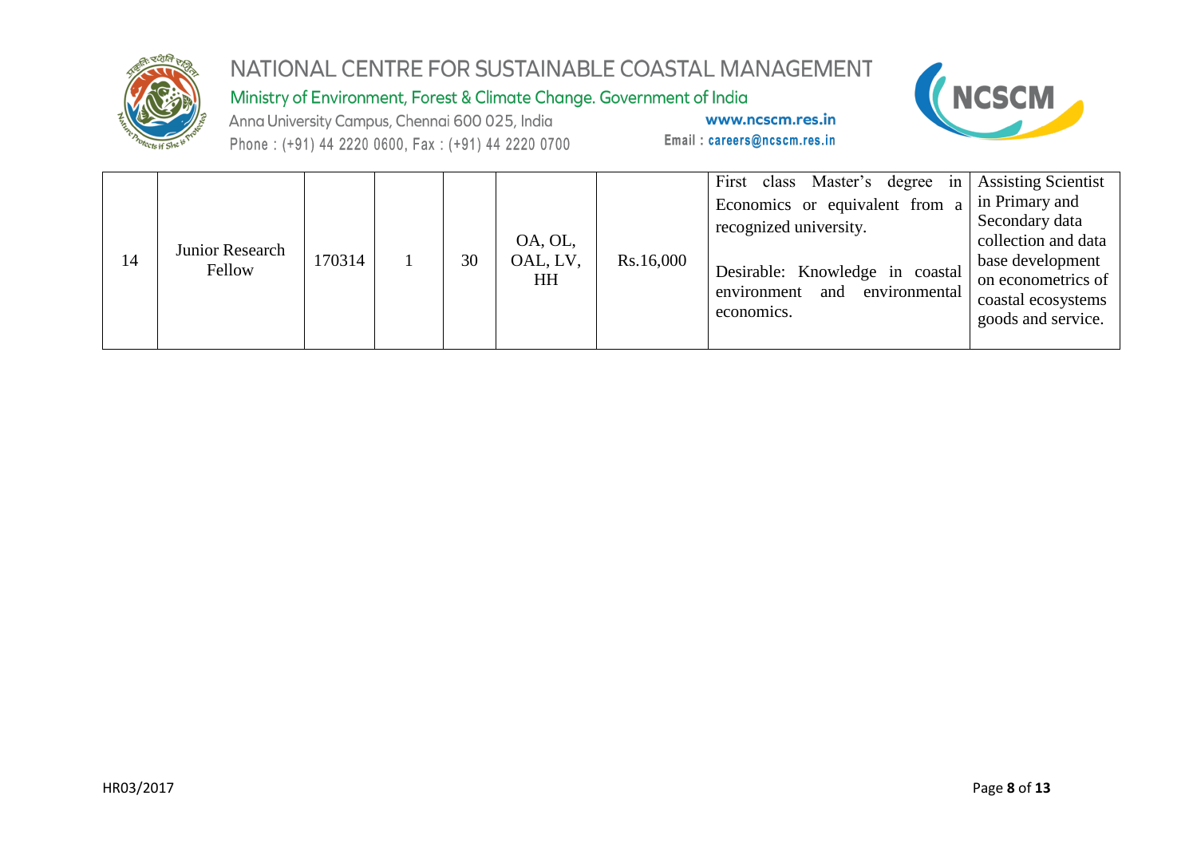| 14 | Junior Research Fellow | 170314 | 1 | 30 | OA, OL, OAL, LV, HH | Rs.16,000 | First class Master's degree in Economics or equivalent from a recognized university.<br><br>Desirable: Knowledge in coastal environment and environmental economics. | Assisting Scientist in Primary and Secondary data collection and data base development on econometrics of coastal ecosystems goods and service. |
|---|---|---|---|---|---|---|---|---|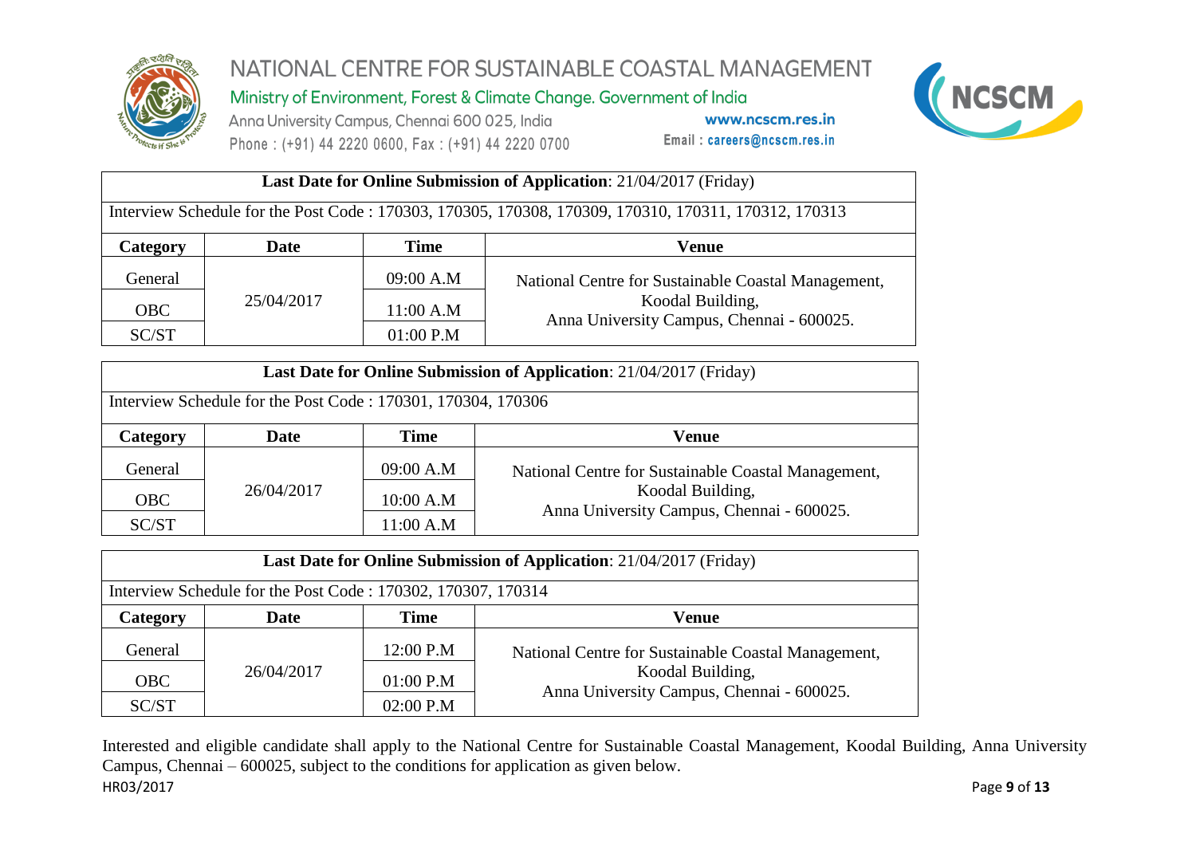| **Last Date for Online Submission of Application**: 21/04/2017 (Friday) | | | |
|---|---|---|---|
| Interview Schedule for the Post Code : 170303, 170305, 170308, 170309, 170310, 170311, 170312, 170313 | | | |
| **Category** | **Date** | **Time** | **Venue** |
| General | 25/04/2017 | 09:00 A.M | National Centre for Sustainable Coastal Management, Koodal Building, Anna University Campus, Chennai - 600025. |
| OBC | | 11:00 A.M | |
| SC/ST | | 01:00 P.M | |

| **Last Date for Online Submission of Application**: 21/04/2017 (Friday) | | | |
|---|---|---|---|
| Interview Schedule for the Post Code : 170301, 170304, 170306 | | | |
| **Category** | **Date** | **Time** | **Venue** |
| General | 26/04/2017 | 09:00 A.M | National Centre for Sustainable Coastal Management, Koodal Building, Anna University Campus, Chennai - 600025. |
| OBC | | 10:00 A.M | |
| SC/ST | | 11:00 A.M | |

| **Last Date for Online Submission of Application**: 21/04/2017 (Friday) | | | |
|---|---|---|---|
| Interview Schedule for the Post Code : 170302, 170307, 170314 | | | |
| **Category** | **Date** | **Time** | **Venue** |
| General | 26/04/2017 | 12:00 P.M | National Centre for Sustainable Coastal Management, Koodal Building, Anna University Campus, Chennai - 600025. |
| OBC | | 01:00 P.M | |
| SC/ST | | 02:00 P.M | |

Interested and eligible candidate shall apply to the National Centre for Sustainable Coastal Management, Koodal Building, Anna University Campus, Chennai – 600025, subject to the conditions for application as given below.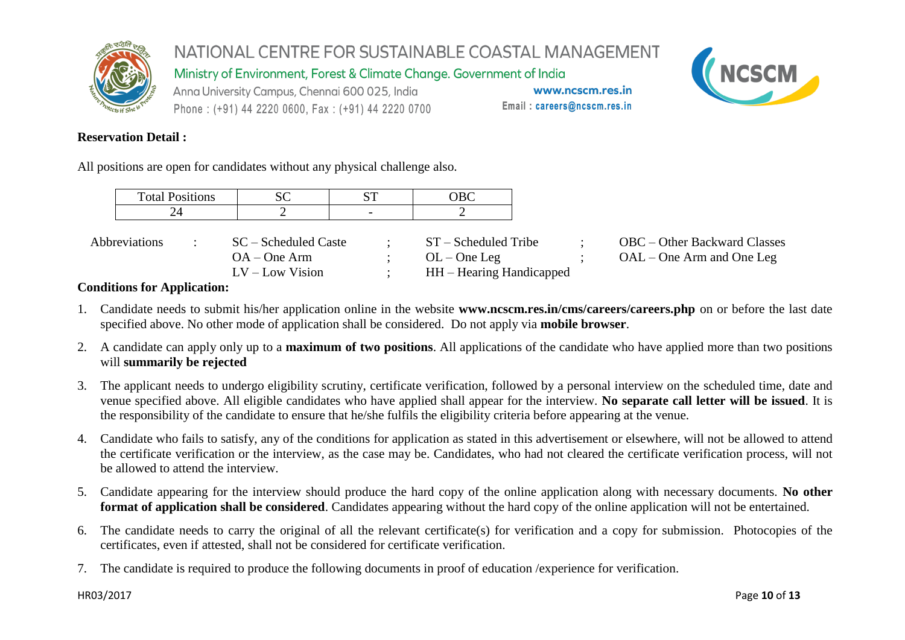**Reservation Detail :**

All positions are open for candidates without any physical challenge also.

| Total Positions | SC | ST | OBC |
|---|---|---|---|
| 24 | 2 | - | 2 |

Abbreviations : SC – Scheduled Caste ; ST – Scheduled Tribe ; OBC – Other Backward Classes
OA – One Arm ; OL – One Leg ; OAL – One Arm and One Leg
LV – Low Vision ; HH – Hearing Handicapped

**Conditions for Application:**

1. Candidate needs to submit his/her application online in the website **www.ncscm.res.in/cms/careers/careers.php** on or before the last date specified above. No other mode of application shall be considered. Do not apply via **mobile browser**.
2. A candidate can apply only up to a **maximum of two positions**. All applications of the candidate who have applied more than two positions will **summarily be rejected**
3. The applicant needs to undergo eligibility scrutiny, certificate verification, followed by a personal interview on the scheduled time, date and venue specified above. All eligible candidates who have applied shall appear for the interview. **No separate call letter will be issued**. It is the responsibility of the candidate to ensure that he/she fulfils the eligibility criteria before appearing at the venue.
4. Candidate who fails to satisfy, any of the conditions for application as stated in this advertisement or elsewhere, will not be allowed to attend the certificate verification or the interview, as the case may be. Candidates, who had not cleared the certificate verification process, will not be allowed to attend the interview.
5. Candidate appearing for the interview should produce the hard copy of the online application along with necessary documents. **No other format of application shall be considered**. Candidates appearing without the hard copy of the online application will not be entertained.
6. The candidate needs to carry the original of all the relevant certificate(s) for verification and a copy for submission. Photocopies of the certificates, even if attested, shall not be considered for certificate verification.
7. The candidate is required to produce the following documents in proof of education /experience for verification.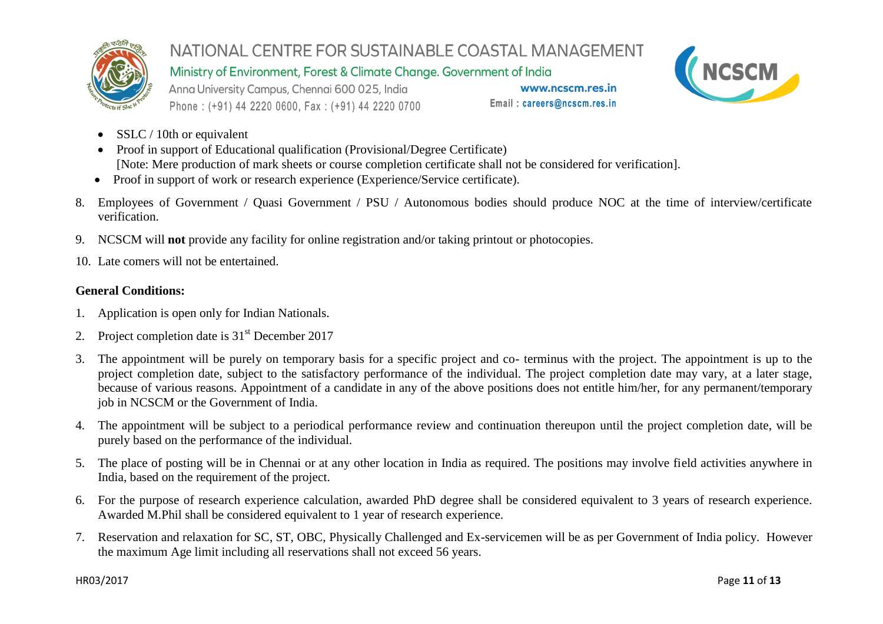- SSLC / 10th or equivalent
- Proof in support of Educational qualification (Provisional/Degree Certificate)
  [Note: Mere production of mark sheets or course completion certificate shall not be considered for verification].
- Proof in support of work or research experience (Experience/Service certificate).

8. Employees of Government / Quasi Government / PSU / Autonomous bodies should produce NOC at the time of interview/certificate verification.
9. NCSCM will **not** provide any facility for online registration and/or taking printout or photocopies.
10. Late comers will not be entertained.

**General Conditions:**

1. Application is open only for Indian Nationals.
2. Project completion date is 31st December 2017
3. The appointment will be purely on temporary basis for a specific project and co- terminus with the project. The appointment is up to the project completion date, subject to the satisfactory performance of the individual. The project completion date may vary, at a later stage, because of various reasons. Appointment of a candidate in any of the above positions does not entitle him/her, for any permanent/temporary job in NCSCM or the Government of India.
4. The appointment will be subject to a periodical performance review and continuation thereupon until the project completion date, will be purely based on the performance of the individual.
5. The place of posting will be in Chennai or at any other location in India as required. The positions may involve field activities anywhere in India, based on the requirement of the project.
6. For the purpose of research experience calculation, awarded PhD degree shall be considered equivalent to 3 years of research experience. Awarded M.Phil shall be considered equivalent to 1 year of research experience.
7. Reservation and relaxation for SC, ST, OBC, Physically Challenged and Ex-servicemen will be as per Government of India policy. However the maximum Age limit including all reservations shall not exceed 56 years.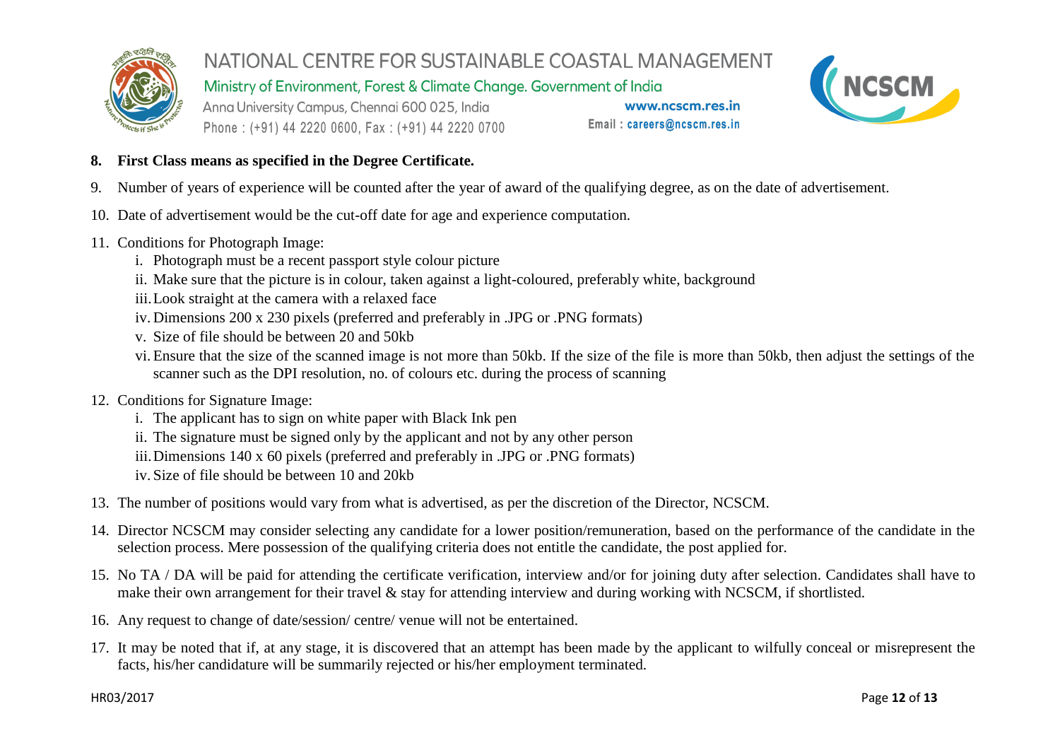8. **First Class means as specified in the Degree Certificate.**
9. Number of years of experience will be counted after the year of award of the qualifying degree, as on the date of advertisement.
10. Date of advertisement would be the cut-off date for age and experience computation.
11. Conditions for Photograph Image:
    i. Photograph must be a recent passport style colour picture
    ii. Make sure that the picture is in colour, taken against a light-coloured, preferably white, background
    iii. Look straight at the camera with a relaxed face
    iv. Dimensions 200 x 230 pixels (preferred and preferably in .JPG or .PNG formats)
    v. Size of file should be between 20 and 50kb
    vi. Ensure that the size of the scanned image is not more than 50kb. If the size of the file is more than 50kb, then adjust the settings of the scanner such as the DPI resolution, no. of colours etc. during the process of scanning
12. Conditions for Signature Image:
    i. The applicant has to sign on white paper with Black Ink pen
    ii. The signature must be signed only by the applicant and not by any other person
    iii. Dimensions 140 x 60 pixels (preferred and preferably in .JPG or .PNG formats)
    iv. Size of file should be between 10 and 20kb
13. The number of positions would vary from what is advertised, as per the discretion of the Director, NCSCM.
14. Director NCSCM may consider selecting any candidate for a lower position/remuneration, based on the performance of the candidate in the selection process. Mere possession of the qualifying criteria does not entitle the candidate, the post applied for.
15. No TA / DA will be paid for attending the certificate verification, interview and/or for joining duty after selection. Candidates shall have to make their own arrangement for their travel & stay for attending interview and during working with NCSCM, if shortlisted.
16. Any request to change of date/session/ centre/ venue will not be entertained.
17. It may be noted that if, at any stage, it is discovered that an attempt has been made by the applicant to wilfully conceal or misrepresent the facts, his/her candidature will be summarily rejected or his/her employment terminated.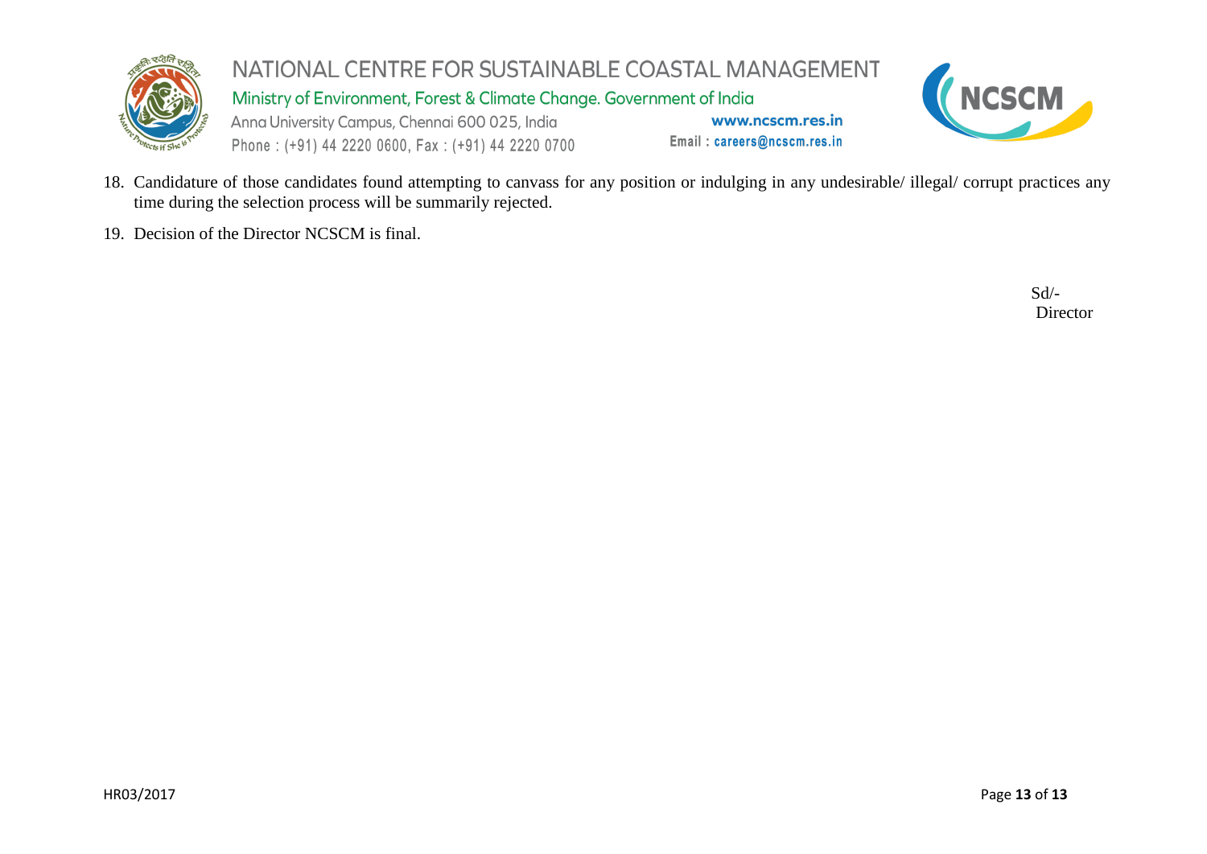18. Candidature of those candidates found attempting to canvass for any position or indulging in any undesirable/ illegal/ corrupt practices any time during the selection process will be summarily rejected.

19. Decision of the Director NCSCM is final.

Sd/-
Director